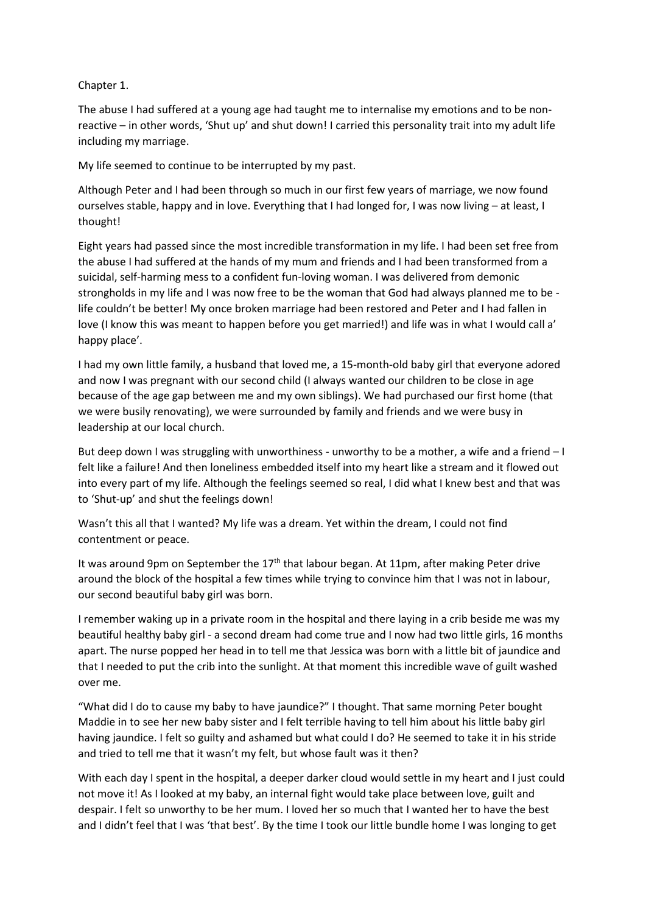Chapter 1.

The abuse I had suffered at a young age had taught me to internalise my emotions and to be non-reactive – in other words, 'Shut up' and shut down! I carried this personality trait into my adult life including my marriage.

My life seemed to continue to be interrupted by my past.

Although Peter and I had been through so much in our first few years of marriage, we now found ourselves stable, happy and in love. Everything that I had longed for, I was now living – at least, I thought!

Eight years had passed since the most incredible transformation in my life. I had been set free from the abuse I had suffered at the hands of my mum and friends and I had been transformed from a suicidal, self-harming mess to a confident fun-loving woman. I was delivered from demonic strongholds in my life and I was now free to be the woman that God had always planned me to be - life couldn't be better! My once broken marriage had been restored and Peter and I had fallen in love (I know this was meant to happen before you get married!) and life was in what I would call a' happy place'.

I had my own little family, a husband that loved me, a 15-month-old baby girl that everyone adored and now I was pregnant with our second child (I always wanted our children to be close in age because of the age gap between me and my own siblings). We had purchased our first home (that we were busily renovating), we were surrounded by family and friends and we were busy in leadership at our local church.

But deep down I was struggling with unworthiness - unworthy to be a mother, a wife and a friend – I felt like a failure! And then loneliness embedded itself into my heart like a stream and it flowed out into every part of my life. Although the feelings seemed so real, I did what I knew best and that was to 'Shut-up' and shut the feelings down!

Wasn't this all that I wanted? My life was a dream. Yet within the dream, I could not find contentment or peace.

It was around 9pm on September the 17th that labour began. At 11pm, after making Peter drive around the block of the hospital a few times while trying to convince him that I was not in labour, our second beautiful baby girl was born.

I remember waking up in a private room in the hospital and there laying in a crib beside me was my beautiful healthy baby girl - a second dream had come true and I now had two little girls, 16 months apart. The nurse popped her head in to tell me that Jessica was born with a little bit of jaundice and that I needed to put the crib into the sunlight. At that moment this incredible wave of guilt washed over me.

"What did I do to cause my baby to have jaundice?" I thought. That same morning Peter bought Maddie in to see her new baby sister and I felt terrible having to tell him about his little baby girl having jaundice. I felt so guilty and ashamed but what could I do? He seemed to take it in his stride and tried to tell me that it wasn't my felt, but whose fault was it then?

With each day I spent in the hospital, a deeper darker cloud would settle in my heart and I just could not move it! As I looked at my baby, an internal fight would take place between love, guilt and despair. I felt so unworthy to be her mum. I loved her so much that I wanted her to have the best and I didn't feel that I was 'that best'. By the time I took our little bundle home I was longing to get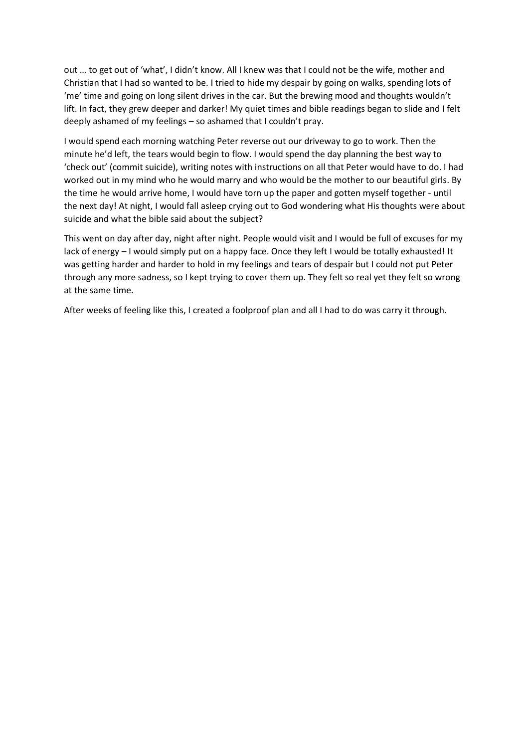out … to get out of 'what', I didn't know. All I knew was that I could not be the wife, mother and Christian that I had so wanted to be. I tried to hide my despair by going on walks, spending lots of 'me' time and going on long silent drives in the car. But the brewing mood and thoughts wouldn't lift. In fact, they grew deeper and darker! My quiet times and bible readings began to slide and I felt deeply ashamed of my feelings – so ashamed that I couldn't pray.

I would spend each morning watching Peter reverse out our driveway to go to work. Then the minute he'd left, the tears would begin to flow. I would spend the day planning the best way to 'check out' (commit suicide), writing notes with instructions on all that Peter would have to do. I had worked out in my mind who he would marry and who would be the mother to our beautiful girls. By the time he would arrive home, I would have torn up the paper and gotten myself together - until the next day! At night, I would fall asleep crying out to God wondering what His thoughts were about suicide and what the bible said about the subject?

This went on day after day, night after night. People would visit and I would be full of excuses for my lack of energy – I would simply put on a happy face. Once they left I would be totally exhausted! It was getting harder and harder to hold in my feelings and tears of despair but I could not put Peter through any more sadness, so I kept trying to cover them up. They felt so real yet they felt so wrong at the same time.

After weeks of feeling like this, I created a foolproof plan and all I had to do was carry it through.